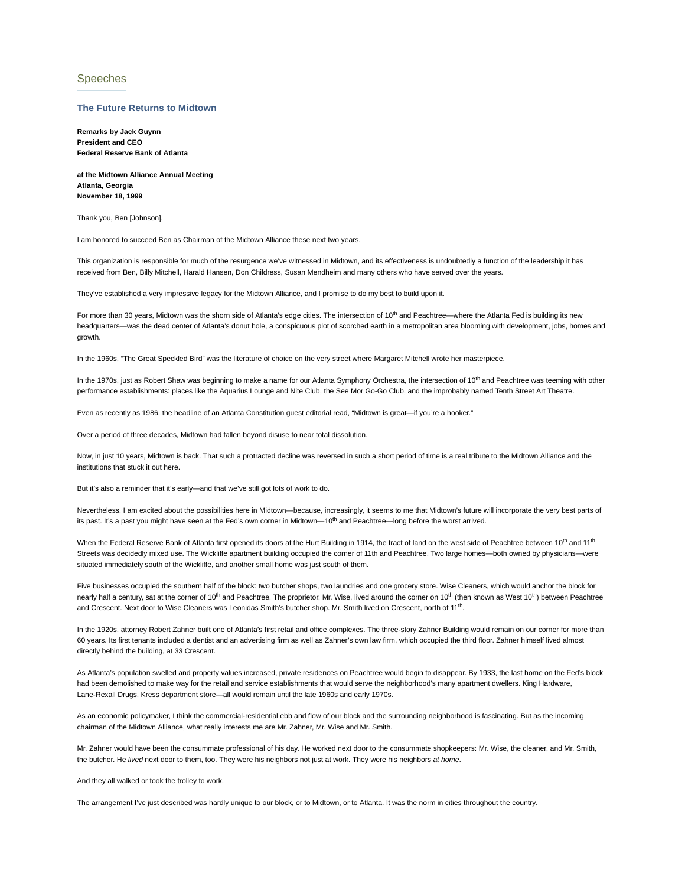Speeches

## The Future Returns to Midtown

**Remarks by Jack Guynn**
**President and CEO**
**Federal Reserve Bank of Atlanta**

**at the Midtown Alliance Annual Meeting**
**Atlanta, Georgia**
**November 18, 1999**

Thank you, Ben [Johnson].

I am honored to succeed Ben as Chairman of the Midtown Alliance these next two years.

This organization is responsible for much of the resurgence we've witnessed in Midtown, and its effectiveness is undoubtedly a function of the leadership it has received from Ben, Billy Mitchell, Harald Hansen, Don Childress, Susan Mendheim and many others who have served over the years.

They've established a very impressive legacy for the Midtown Alliance, and I promise to do my best to build upon it.

For more than 30 years, Midtown was the shorn side of Atlanta's edge cities. The intersection of 10th and Peachtree—where the Atlanta Fed is building its new headquarters—was the dead center of Atlanta's donut hole, a conspicuous plot of scorched earth in a metropolitan area blooming with development, jobs, homes and growth.

In the 1960s, "The Great Speckled Bird" was the literature of choice on the very street where Margaret Mitchell wrote her masterpiece.

In the 1970s, just as Robert Shaw was beginning to make a name for our Atlanta Symphony Orchestra, the intersection of 10th and Peachtree was teeming with other performance establishments: places like the Aquarius Lounge and Nite Club, the See Mor Go-Go Club, and the improbably named Tenth Street Art Theatre.

Even as recently as 1986, the headline of an Atlanta Constitution guest editorial read, "Midtown is great—if you're a hooker."

Over a period of three decades, Midtown had fallen beyond disuse to near total dissolution.

Now, in just 10 years, Midtown is back. That such a protracted decline was reversed in such a short period of time is a real tribute to the Midtown Alliance and the institutions that stuck it out here.

But it's also a reminder that it's early—and that we've still got lots of work to do.

Nevertheless, I am excited about the possibilities here in Midtown—because, increasingly, it seems to me that Midtown's future will incorporate the very best parts of its past. It's a past you might have seen at the Fed's own corner in Midtown—10th and Peachtree—long before the worst arrived.

When the Federal Reserve Bank of Atlanta first opened its doors at the Hurt Building in 1914, the tract of land on the west side of Peachtree between 10th and 11th Streets was decidedly mixed use. The Wickliffe apartment building occupied the corner of 11th and Peachtree. Two large homes—both owned by physicians—were situated immediately south of the Wickliffe, and another small home was just south of them.

Five businesses occupied the southern half of the block: two butcher shops, two laundries and one grocery store. Wise Cleaners, which would anchor the block for nearly half a century, sat at the corner of 10th and Peachtree. The proprietor, Mr. Wise, lived around the corner on 10th (then known as West 10th) between Peachtree and Crescent. Next door to Wise Cleaners was Leonidas Smith's butcher shop. Mr. Smith lived on Crescent, north of 11th.

In the 1920s, attorney Robert Zahner built one of Atlanta's first retail and office complexes. The three-story Zahner Building would remain on our corner for more than 60 years. Its first tenants included a dentist and an advertising firm as well as Zahner's own law firm, which occupied the third floor. Zahner himself lived almost directly behind the building, at 33 Crescent.

As Atlanta's population swelled and property values increased, private residences on Peachtree would begin to disappear. By 1933, the last home on the Fed's block had been demolished to make way for the retail and service establishments that would serve the neighborhood's many apartment dwellers. King Hardware, Lane-Rexall Drugs, Kress department store—all would remain until the late 1960s and early 1970s.

As an economic policymaker, I think the commercial-residential ebb and flow of our block and the surrounding neighborhood is fascinating. But as the incoming chairman of the Midtown Alliance, what really interests me are Mr. Zahner, Mr. Wise and Mr. Smith.

Mr. Zahner would have been the consummate professional of his day. He worked next door to the consummate shopkeepers: Mr. Wise, the cleaner, and Mr. Smith, the butcher. He *lived* next door to them, too. They were his neighbors not just at work. They were his neighbors *at home*.

And they all walked or took the trolley to work.

The arrangement I've just described was hardly unique to our block, or to Midtown, or to Atlanta. It was the norm in cities throughout the country.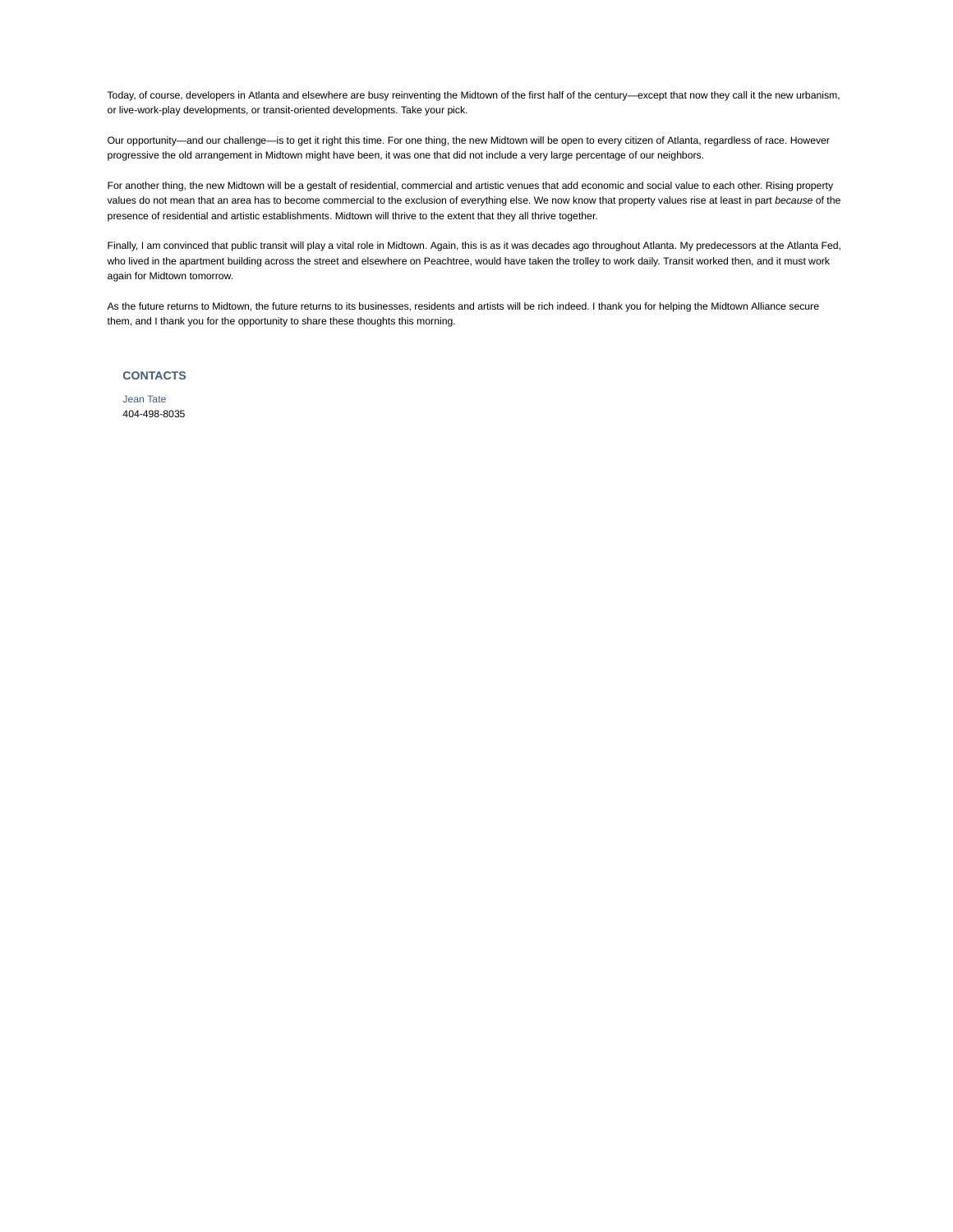Today, of course, developers in Atlanta and elsewhere are busy reinventing the Midtown of the first half of the century—except that now they call it the new urbanism, or live-work-play developments, or transit-oriented developments. Take your pick.

Our opportunity—and our challenge—is to get it right this time. For one thing, the new Midtown will be open to every citizen of Atlanta, regardless of race. However progressive the old arrangement in Midtown might have been, it was one that did not include a very large percentage of our neighbors.

For another thing, the new Midtown will be a gestalt of residential, commercial and artistic venues that add economic and social value to each other. Rising property values do not mean that an area has to become commercial to the exclusion of everything else. We now know that property values rise at least in part *because* of the presence of residential and artistic establishments. Midtown will thrive to the extent that they all thrive together.

Finally, I am convinced that public transit will play a vital role in Midtown. Again, this is as it was decades ago throughout Atlanta. My predecessors at the Atlanta Fed, who lived in the apartment building across the street and elsewhere on Peachtree, would have taken the trolley to work daily. Transit worked then, and it must work again for Midtown tomorrow.

As the future returns to Midtown, the future returns to its businesses, residents and artists will be rich indeed. I thank you for helping the Midtown Alliance secure them, and I thank you for the opportunity to share these thoughts this morning.

### CONTACTS

Jean Tate
404-498-8035